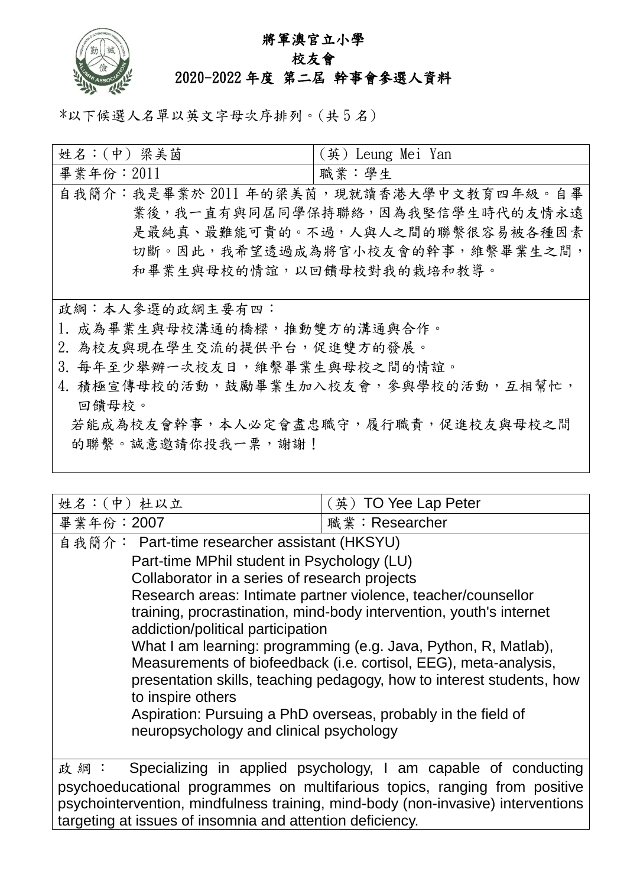# 將軍澳官立小學
## 校友會
## 2020-2022 年度 第二屆 幹事會參選人資料

*以下候選人名單以英文字母次序排列。(共 5 名)

| 姓名：(中) 梁美茵 | (英) Leung Mei Yan |
|---|---|
| 畢業年份：2011 | 職業：學生 |

自我簡介：我是畢業於 2011 年的梁美茵，現就讀香港大學中文教育四年級。自畢業後，我一直有與同屆同學保持聯絡，因為我堅信學生時代的友情永遠是最純真、最難能可貴的。不過，人與人之間的聯繫很容易被各種因素切斷。因此，我希望透過成為將官小校友會的幹事，維繫畢業生之間，和畢業生與母校的情誼，以回饋母校對我的栽培和教導。

政綱：本人參選的政綱主要有四：

1. 成為畢業生與母校溝通的橋樑，推動雙方的溝通與合作。
2. 為校友與現在學生交流的提供平台，促進雙方的發展。
3. 每年至少舉辦一次校友日，維繫畢業生與母校之間的情誼。
4. 積極宣傳母校的活動，鼓勵畢業生加入校友會，參與學校的活動，互相幫忙，回饋母校。

若能成為校友會幹事，本人必定會盡忠職守，履行職責，促進校友與母校之間的聯繫。誠意邀請你投我一票，謝謝！

| 姓名：(中) 杜以立 | (英) TO Yee Lap Peter |
|---|---|
| 畢業年份：2007 | 職業：Researcher |

自我簡介： Part-time researcher assistant (HKSYU)
Part-time MPhil student in Psychology (LU)
Collaborator in a series of research projects
Research areas: Intimate partner violence, teacher/counsellor training, procrastination, mind-body intervention, youth's internet addiction/political participation
What I am learning: programming (e.g. Java, Python, R, Matlab), Measurements of biofeedback (i.e. cortisol, EEG), meta-analysis, presentation skills, teaching pedagogy, how to interest students, how to inspire others
Aspiration: Pursuing a PhD overseas, probably in the field of neuropsychology and clinical psychology

政綱： Specializing in applied psychology, I am capable of conducting psychoeducational programmes on multifarious topics, ranging from positive psychointervention, mindfulness training, mind-body (non-invasive) interventions targeting at issues of insomnia and attention deficiency.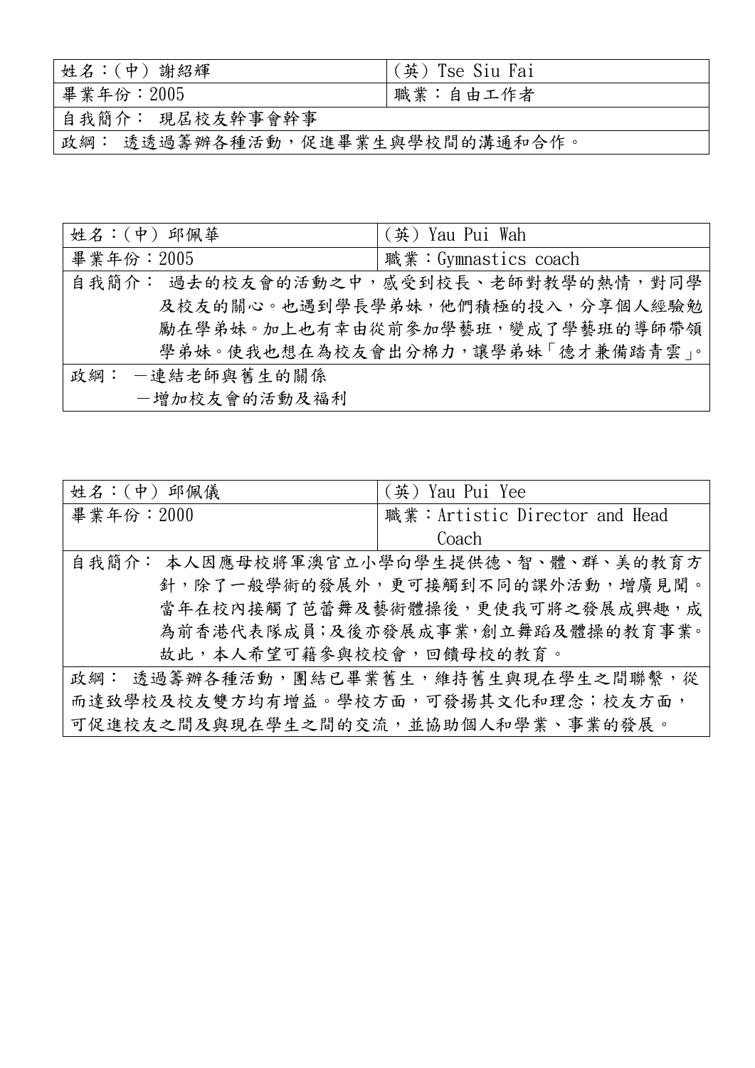| | |
|---|---|
| 姓名：(中) 謝紹輝 | (英) Tse Siu Fai |
| 畢業年份：2005 | 職業：自由工作者 |
| 自我簡介： 現屆校友幹事會幹事 | |
| 政綱： 透透過籌辦各種活動，促進畢業生與學校間的溝通和合作。 | |

| | |
|---|---|
| 姓名：(中) 邱佩華 | (英) Yau Pui Wah |
| 畢業年份：2005 | 職業：Gymnastics coach |
| 自我簡介： 過去的校友會的活動之中，感受到校長、老師對教學的熱情，對同學及校友的關心。也遇到學長學弟妹，他們積極的投入，分享個人經驗勉勵在學弟妹。加上也有幸由從前參加學藝班，變成了學藝班的導師帶領學弟妹。使我也想在為校友會出分棉力，讓學弟妹「德才兼備踏青雲」。 | |
| 政綱： —連結老師與舊生的關係<br>—增加校友會的活動及福利 | |

| | |
|---|---|
| 姓名：(中) 邱佩儀 | (英) Yau Pui Yee |
| 畢業年份：2000 | 職業：Artistic Director and Head Coach |
| 自我簡介： 本人因應母校將軍澳官立小學向學生提供德、智、體、群、美的教育方針，除了一般學術的發展外，更可接觸到不同的課外活動，增廣見聞。當年在校內接觸了芭蕾舞及藝術體操後，更使我可將之發展成興趣，成為前香港代表隊成員;及後亦發展成事業,創立舞蹈及體操的教育事業。故此，本人希望可籍參與校校會，回饋母校的教育。 | |
| 政綱： 透過籌辦各種活動，團結已畢業舊生，維持舊生與現在學生之間聯繫，從而達致學校及校友雙方均有增益。學校方面，可發揚其文化和理念；校友方面，可促進校友之間及與現在學生之間的交流，並協助個人和學業、事業的發展。 | |